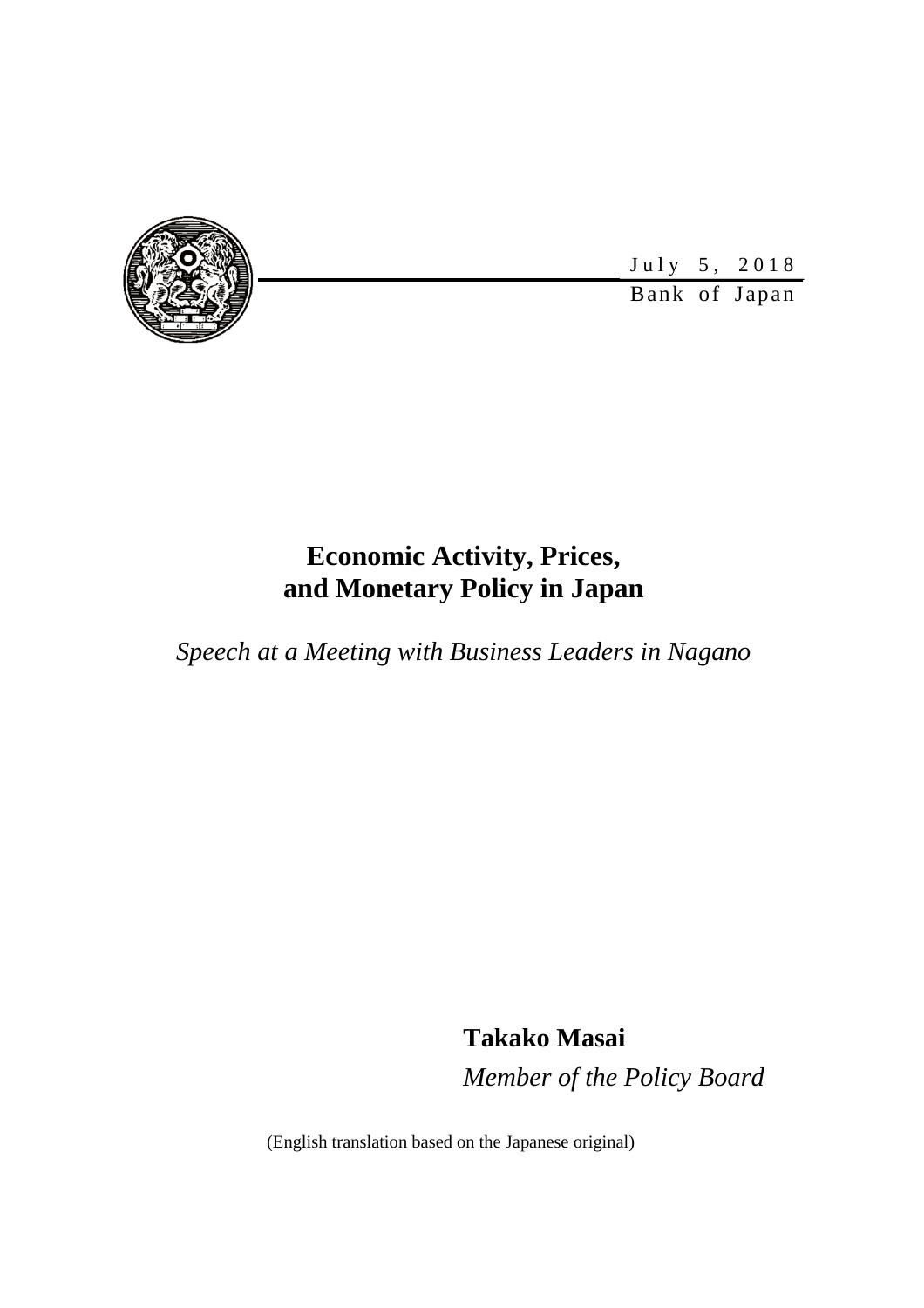July 5, 2018

Bank of Japan

# Economic Activity, Prices, and Monetary Policy in Japan

*Speech at a Meeting with Business Leaders in Nagano*

**Takako Masai**

*Member of the Policy Board*

(English translation based on the Japanese original)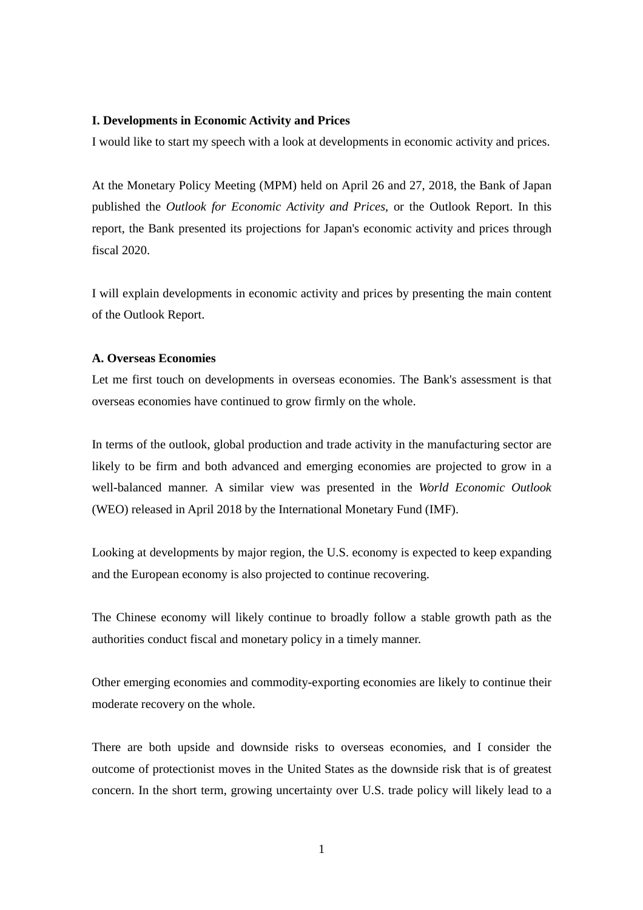## I. Developments in Economic Activity and Prices

I would like to start my speech with a look at developments in economic activity and prices.

At the Monetary Policy Meeting (MPM) held on April 26 and 27, 2018, the Bank of Japan published the *Outlook for Economic Activity and Prices*, or the Outlook Report. In this report, the Bank presented its projections for Japan's economic activity and prices through fiscal 2020.

I will explain developments in economic activity and prices by presenting the main content of the Outlook Report.

### A. Overseas Economies

Let me first touch on developments in overseas economies. The Bank's assessment is that overseas economies have continued to grow firmly on the whole.

In terms of the outlook, global production and trade activity in the manufacturing sector are likely to be firm and both advanced and emerging economies are projected to grow in a well-balanced manner. A similar view was presented in the *World Economic Outlook* (WEO) released in April 2018 by the International Monetary Fund (IMF).

Looking at developments by major region, the U.S. economy is expected to keep expanding and the European economy is also projected to continue recovering.

The Chinese economy will likely continue to broadly follow a stable growth path as the authorities conduct fiscal and monetary policy in a timely manner.

Other emerging economies and commodity-exporting economies are likely to continue their moderate recovery on the whole.

There are both upside and downside risks to overseas economies, and I consider the outcome of protectionist moves in the United States as the downside risk that is of greatest concern. In the short term, growing uncertainty over U.S. trade policy will likely lead to a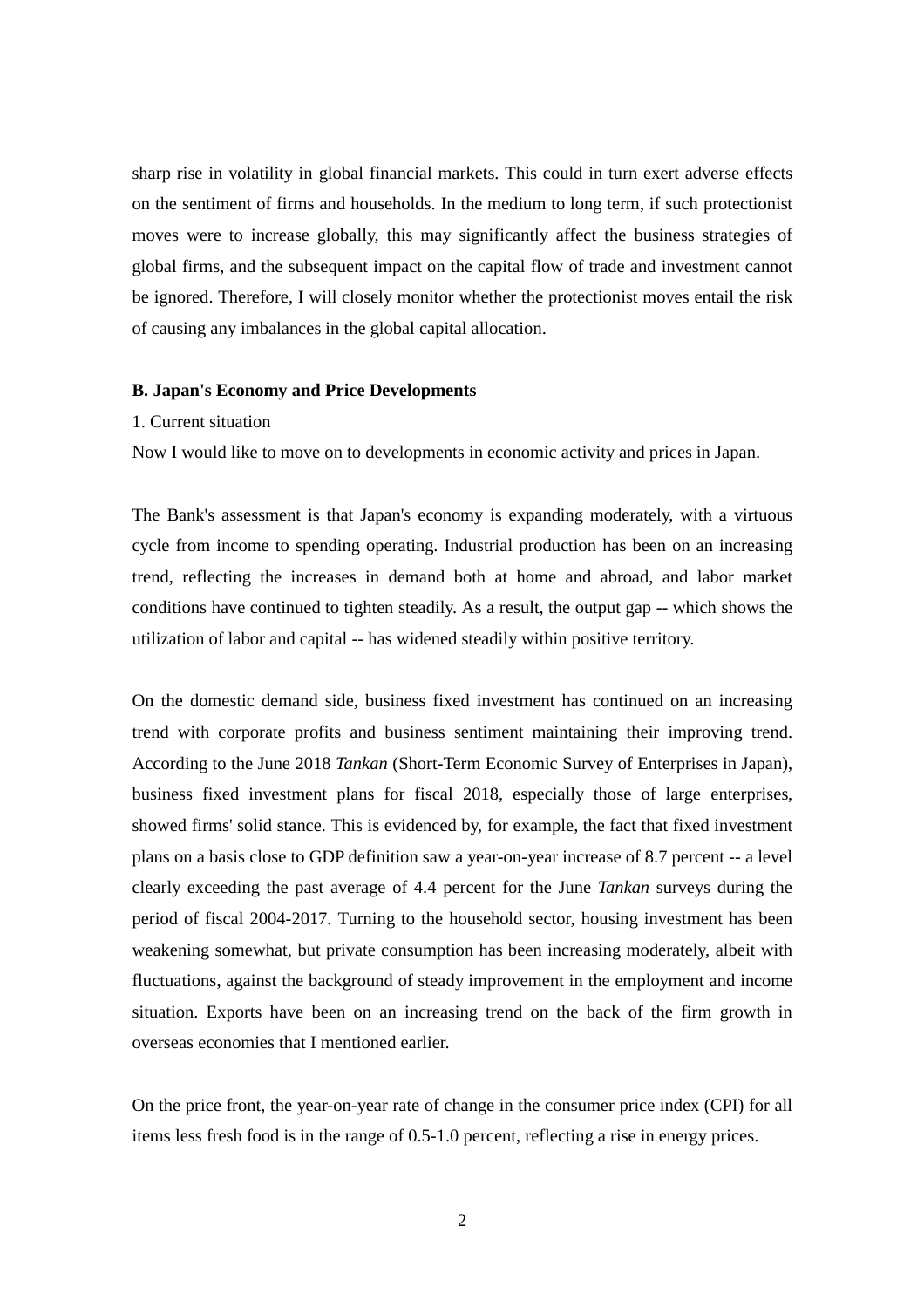sharp rise in volatility in global financial markets. This could in turn exert adverse effects on the sentiment of firms and households. In the medium to long term, if such protectionist moves were to increase globally, this may significantly affect the business strategies of global firms, and the subsequent impact on the capital flow of trade and investment cannot be ignored. Therefore, I will closely monitor whether the protectionist moves entail the risk of causing any imbalances in the global capital allocation.

**B. Japan's Economy and Price Developments**

1. Current situation

Now I would like to move on to developments in economic activity and prices in Japan.

The Bank's assessment is that Japan's economy is expanding moderately, with a virtuous cycle from income to spending operating. Industrial production has been on an increasing trend, reflecting the increases in demand both at home and abroad, and labor market conditions have continued to tighten steadily. As a result, the output gap -- which shows the utilization of labor and capital -- has widened steadily within positive territory.

On the domestic demand side, business fixed investment has continued on an increasing trend with corporate profits and business sentiment maintaining their improving trend. According to the June 2018 *Tankan* (Short-Term Economic Survey of Enterprises in Japan), business fixed investment plans for fiscal 2018, especially those of large enterprises, showed firms' solid stance. This is evidenced by, for example, the fact that fixed investment plans on a basis close to GDP definition saw a year-on-year increase of 8.7 percent -- a level clearly exceeding the past average of 4.4 percent for the June *Tankan* surveys during the period of fiscal 2004-2017. Turning to the household sector, housing investment has been weakening somewhat, but private consumption has been increasing moderately, albeit with fluctuations, against the background of steady improvement in the employment and income situation. Exports have been on an increasing trend on the back of the firm growth in overseas economies that I mentioned earlier.

On the price front, the year-on-year rate of change in the consumer price index (CPI) for all items less fresh food is in the range of 0.5-1.0 percent, reflecting a rise in energy prices.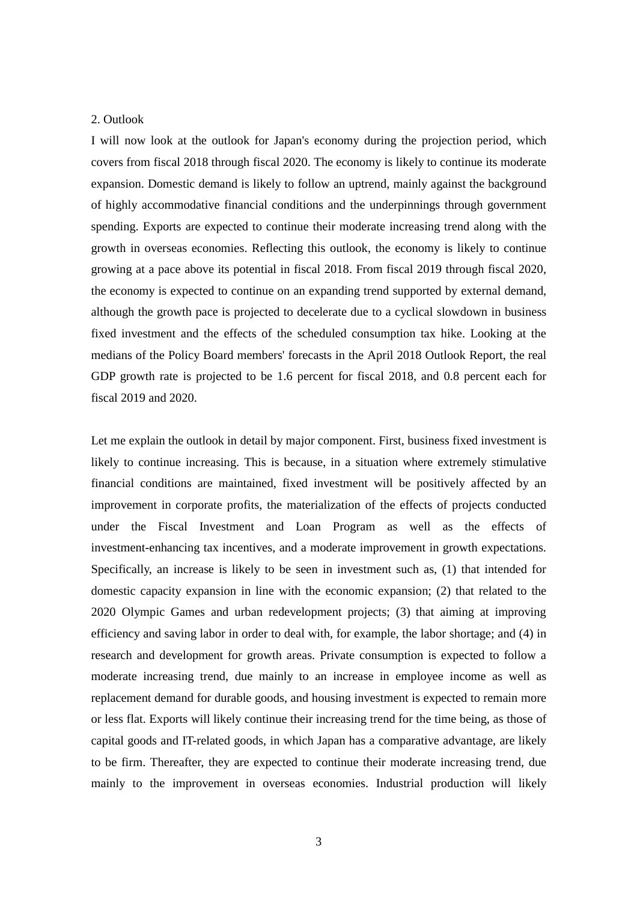## 2. Outlook

I will now look at the outlook for Japan's economy during the projection period, which covers from fiscal 2018 through fiscal 2020. The economy is likely to continue its moderate expansion. Domestic demand is likely to follow an uptrend, mainly against the background of highly accommodative financial conditions and the underpinnings through government spending. Exports are expected to continue their moderate increasing trend along with the growth in overseas economies. Reflecting this outlook, the economy is likely to continue growing at a pace above its potential in fiscal 2018. From fiscal 2019 through fiscal 2020, the economy is expected to continue on an expanding trend supported by external demand, although the growth pace is projected to decelerate due to a cyclical slowdown in business fixed investment and the effects of the scheduled consumption tax hike. Looking at the medians of the Policy Board members' forecasts in the April 2018 Outlook Report, the real GDP growth rate is projected to be 1.6 percent for fiscal 2018, and 0.8 percent each for fiscal 2019 and 2020.

Let me explain the outlook in detail by major component. First, business fixed investment is likely to continue increasing. This is because, in a situation where extremely stimulative financial conditions are maintained, fixed investment will be positively affected by an improvement in corporate profits, the materialization of the effects of projects conducted under the Fiscal Investment and Loan Program as well as the effects of investment-enhancing tax incentives, and a moderate improvement in growth expectations. Specifically, an increase is likely to be seen in investment such as, (1) that intended for domestic capacity expansion in line with the economic expansion; (2) that related to the 2020 Olympic Games and urban redevelopment projects; (3) that aiming at improving efficiency and saving labor in order to deal with, for example, the labor shortage; and (4) in research and development for growth areas. Private consumption is expected to follow a moderate increasing trend, due mainly to an increase in employee income as well as replacement demand for durable goods, and housing investment is expected to remain more or less flat. Exports will likely continue their increasing trend for the time being, as those of capital goods and IT-related goods, in which Japan has a comparative advantage, are likely to be firm. Thereafter, they are expected to continue their moderate increasing trend, due mainly to the improvement in overseas economies. Industrial production will likely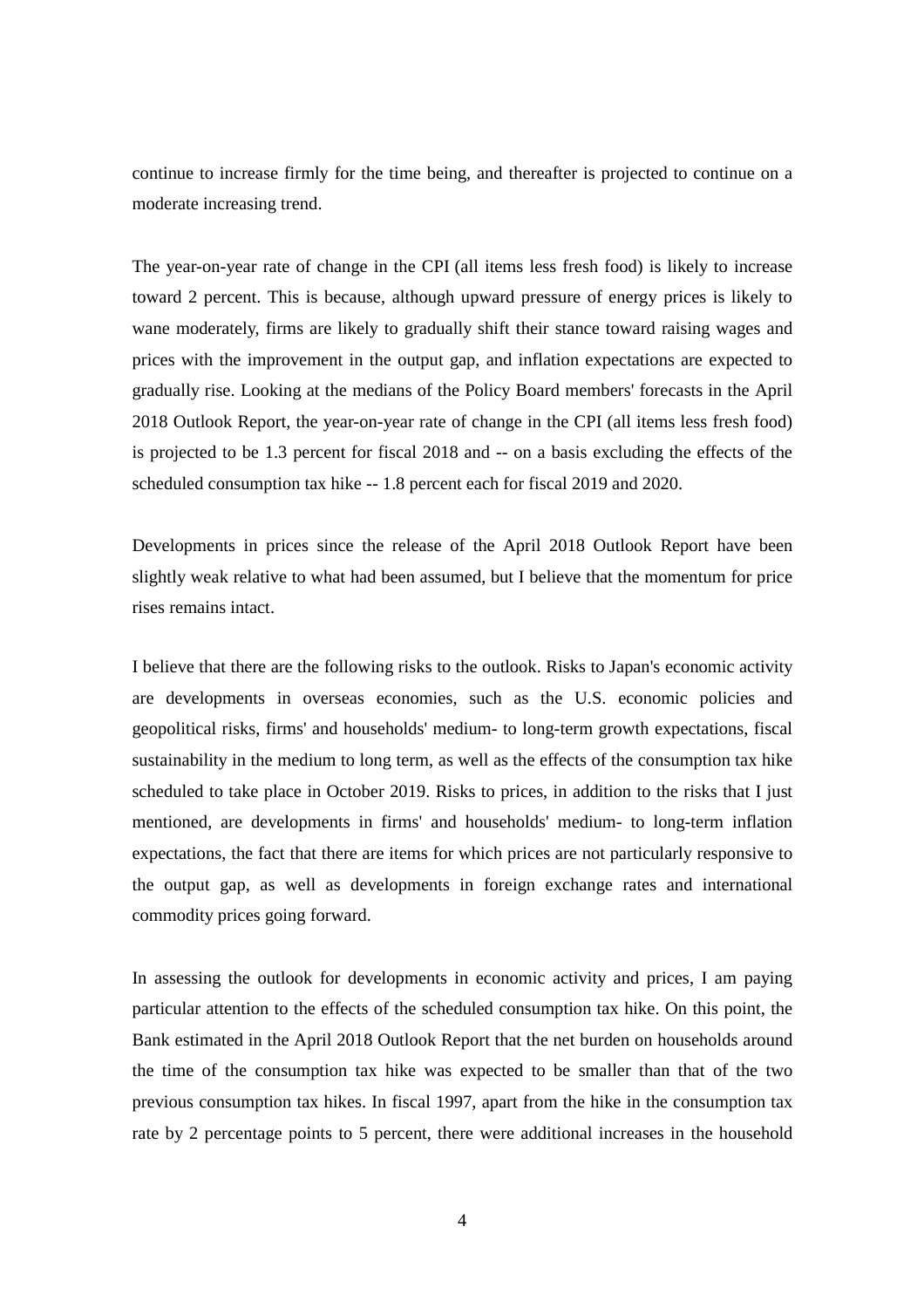continue to increase firmly for the time being, and thereafter is projected to continue on a moderate increasing trend.

The year-on-year rate of change in the CPI (all items less fresh food) is likely to increase toward 2 percent. This is because, although upward pressure of energy prices is likely to wane moderately, firms are likely to gradually shift their stance toward raising wages and prices with the improvement in the output gap, and inflation expectations are expected to gradually rise. Looking at the medians of the Policy Board members' forecasts in the April 2018 Outlook Report, the year-on-year rate of change in the CPI (all items less fresh food) is projected to be 1.3 percent for fiscal 2018 and -- on a basis excluding the effects of the scheduled consumption tax hike -- 1.8 percent each for fiscal 2019 and 2020.

Developments in prices since the release of the April 2018 Outlook Report have been slightly weak relative to what had been assumed, but I believe that the momentum for price rises remains intact.

I believe that there are the following risks to the outlook. Risks to Japan's economic activity are developments in overseas economies, such as the U.S. economic policies and geopolitical risks, firms' and households' medium- to long-term growth expectations, fiscal sustainability in the medium to long term, as well as the effects of the consumption tax hike scheduled to take place in October 2019. Risks to prices, in addition to the risks that I just mentioned, are developments in firms' and households' medium- to long-term inflation expectations, the fact that there are items for which prices are not particularly responsive to the output gap, as well as developments in foreign exchange rates and international commodity prices going forward.

In assessing the outlook for developments in economic activity and prices, I am paying particular attention to the effects of the scheduled consumption tax hike. On this point, the Bank estimated in the April 2018 Outlook Report that the net burden on households around the time of the consumption tax hike was expected to be smaller than that of the two previous consumption tax hikes. In fiscal 1997, apart from the hike in the consumption tax rate by 2 percentage points to 5 percent, there were additional increases in the household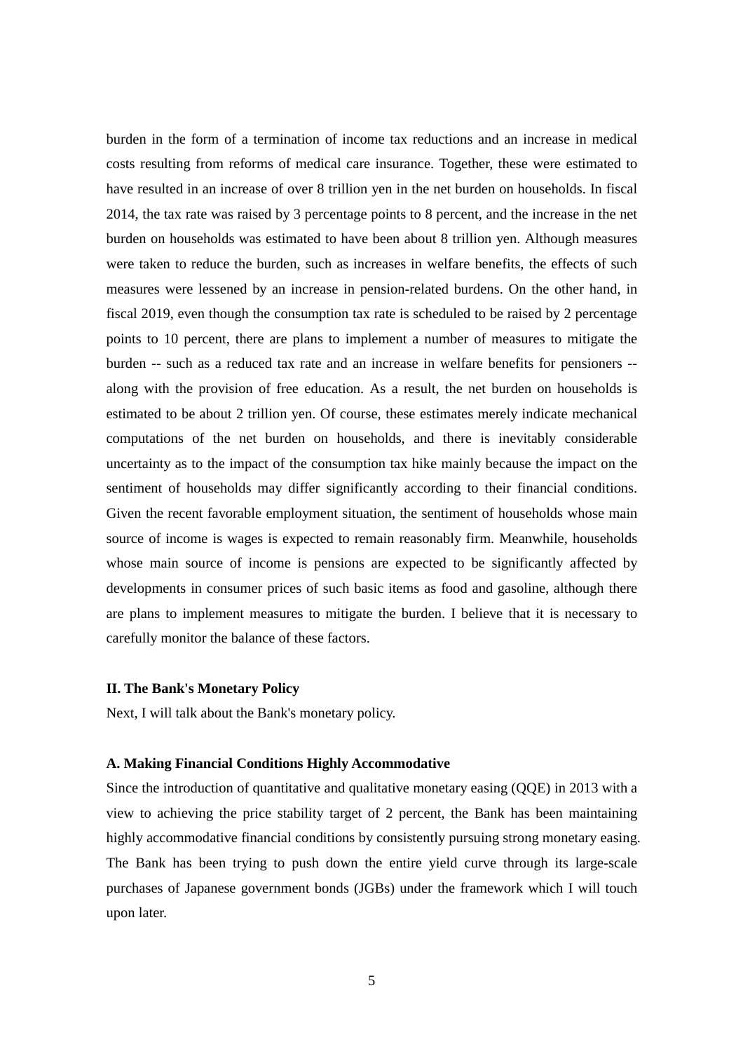burden in the form of a termination of income tax reductions and an increase in medical costs resulting from reforms of medical care insurance. Together, these were estimated to have resulted in an increase of over 8 trillion yen in the net burden on households. In fiscal 2014, the tax rate was raised by 3 percentage points to 8 percent, and the increase in the net burden on households was estimated to have been about 8 trillion yen. Although measures were taken to reduce the burden, such as increases in welfare benefits, the effects of such measures were lessened by an increase in pension-related burdens. On the other hand, in fiscal 2019, even though the consumption tax rate is scheduled to be raised by 2 percentage points to 10 percent, there are plans to implement a number of measures to mitigate the burden -- such as a reduced tax rate and an increase in welfare benefits for pensioners -- along with the provision of free education. As a result, the net burden on households is estimated to be about 2 trillion yen. Of course, these estimates merely indicate mechanical computations of the net burden on households, and there is inevitably considerable uncertainty as to the impact of the consumption tax hike mainly because the impact on the sentiment of households may differ significantly according to their financial conditions. Given the recent favorable employment situation, the sentiment of households whose main source of income is wages is expected to remain reasonably firm. Meanwhile, households whose main source of income is pensions are expected to be significantly affected by developments in consumer prices of such basic items as food and gasoline, although there are plans to implement measures to mitigate the burden. I believe that it is necessary to carefully monitor the balance of these factors.

## II. The Bank's Monetary Policy

Next, I will talk about the Bank's monetary policy.

### A. Making Financial Conditions Highly Accommodative

Since the introduction of quantitative and qualitative monetary easing (QQE) in 2013 with a view to achieving the price stability target of 2 percent, the Bank has been maintaining highly accommodative financial conditions by consistently pursuing strong monetary easing. The Bank has been trying to push down the entire yield curve through its large-scale purchases of Japanese government bonds (JGBs) under the framework which I will touch upon later.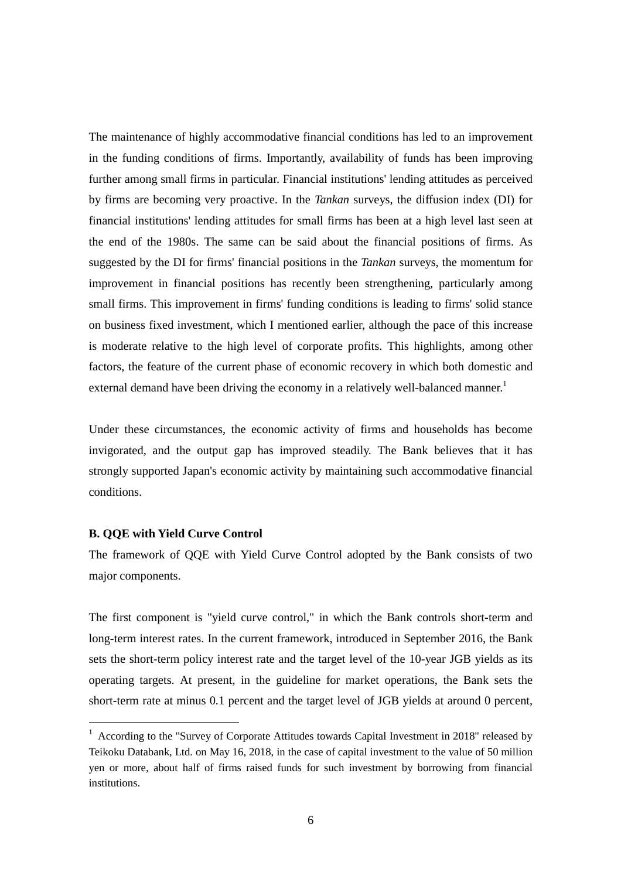The maintenance of highly accommodative financial conditions has led to an improvement in the funding conditions of firms. Importantly, availability of funds has been improving further among small firms in particular. Financial institutions' lending attitudes as perceived by firms are becoming very proactive. In the *Tankan* surveys, the diffusion index (DI) for financial institutions' lending attitudes for small firms has been at a high level last seen at the end of the 1980s. The same can be said about the financial positions of firms. As suggested by the DI for firms' financial positions in the *Tankan* surveys, the momentum for improvement in financial positions has recently been strengthening, particularly among small firms. This improvement in firms' funding conditions is leading to firms' solid stance on business fixed investment, which I mentioned earlier, although the pace of this increase is moderate relative to the high level of corporate profits. This highlights, among other factors, the feature of the current phase of economic recovery in which both domestic and external demand have been driving the economy in a relatively well-balanced manner.[1]

Under these circumstances, the economic activity of firms and households has become invigorated, and the output gap has improved steadily. The Bank believes that it has strongly supported Japan's economic activity by maintaining such accommodative financial conditions.

**B. QQE with Yield Curve Control**

The framework of QQE with Yield Curve Control adopted by the Bank consists of two major components.

The first component is "yield curve control," in which the Bank controls short-term and long-term interest rates. In the current framework, introduced in September 2016, the Bank sets the short-term policy interest rate and the target level of the 10-year JGB yields as its operating targets. At present, in the guideline for market operations, the Bank sets the short-term rate at minus 0.1 percent and the target level of JGB yields at around 0 percent,

---

[1] According to the "Survey of Corporate Attitudes towards Capital Investment in 2018" released by Teikoku Databank, Ltd. on May 16, 2018, in the case of capital investment to the value of 50 million yen or more, about half of firms raised funds for such investment by borrowing from financial institutions.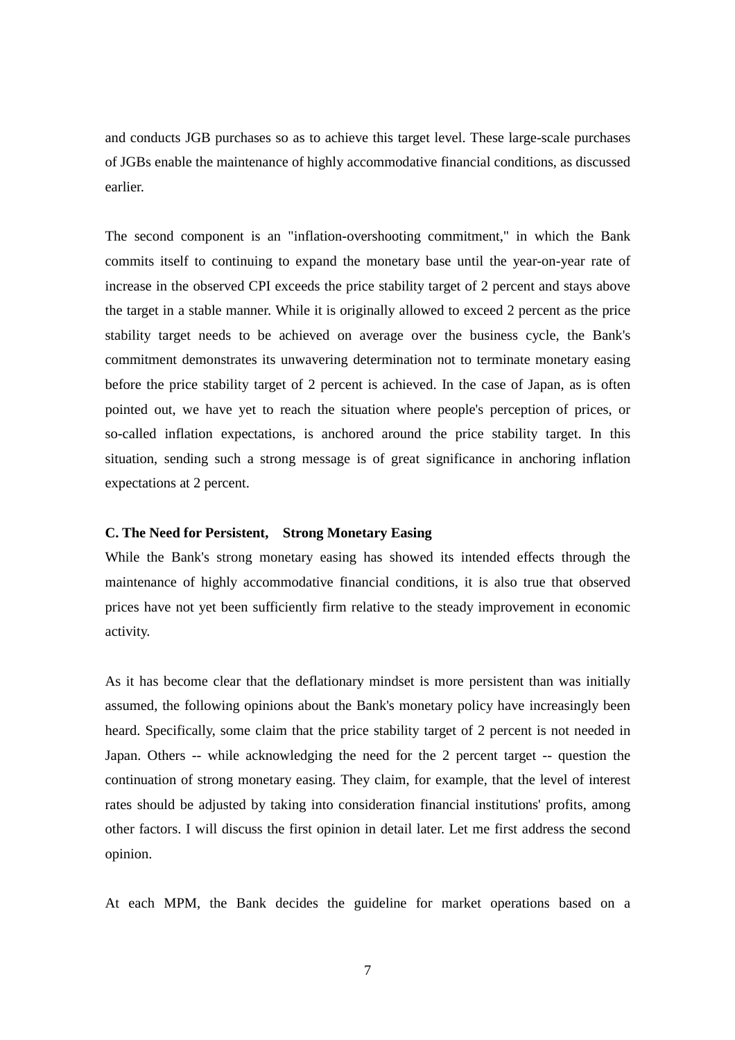and conducts JGB purchases so as to achieve this target level. These large-scale purchases of JGBs enable the maintenance of highly accommodative financial conditions, as discussed earlier.

The second component is an "inflation-overshooting commitment," in which the Bank commits itself to continuing to expand the monetary base until the year-on-year rate of increase in the observed CPI exceeds the price stability target of 2 percent and stays above the target in a stable manner. While it is originally allowed to exceed 2 percent as the price stability target needs to be achieved on average over the business cycle, the Bank's commitment demonstrates its unwavering determination not to terminate monetary easing before the price stability target of 2 percent is achieved. In the case of Japan, as is often pointed out, we have yet to reach the situation where people's perception of prices, or so-called inflation expectations, is anchored around the price stability target. In this situation, sending such a strong message is of great significance in anchoring inflation expectations at 2 percent.

**C. The Need for Persistent, Strong Monetary Easing**

While the Bank's strong monetary easing has showed its intended effects through the maintenance of highly accommodative financial conditions, it is also true that observed prices have not yet been sufficiently firm relative to the steady improvement in economic activity.

As it has become clear that the deflationary mindset is more persistent than was initially assumed, the following opinions about the Bank's monetary policy have increasingly been heard. Specifically, some claim that the price stability target of 2 percent is not needed in Japan. Others -- while acknowledging the need for the 2 percent target -- question the continuation of strong monetary easing. They claim, for example, that the level of interest rates should be adjusted by taking into consideration financial institutions' profits, among other factors. I will discuss the first opinion in detail later. Let me first address the second opinion.

At each MPM, the Bank decides the guideline for market operations based on a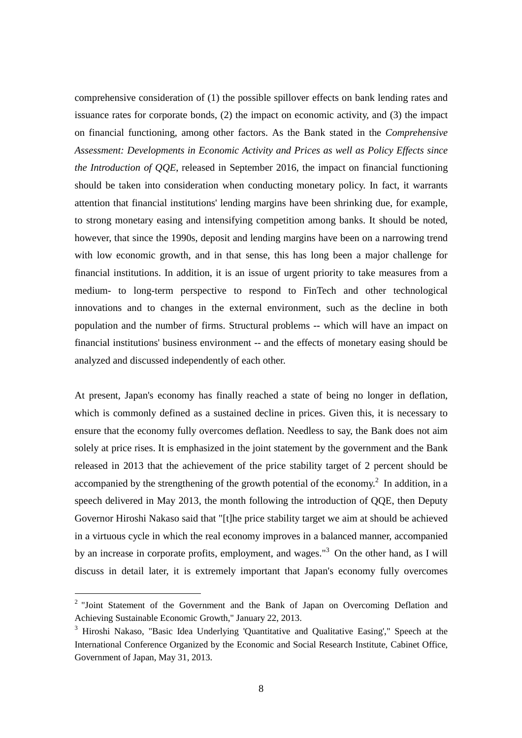comprehensive consideration of (1) the possible spillover effects on bank lending rates and issuance rates for corporate bonds, (2) the impact on economic activity, and (3) the impact on financial functioning, among other factors. As the Bank stated in the *Comprehensive Assessment: Developments in Economic Activity and Prices as well as Policy Effects since the Introduction of QQE*, released in September 2016, the impact on financial functioning should be taken into consideration when conducting monetary policy. In fact, it warrants attention that financial institutions' lending margins have been shrinking due, for example, to strong monetary easing and intensifying competition among banks. It should be noted, however, that since the 1990s, deposit and lending margins have been on a narrowing trend with low economic growth, and in that sense, this has long been a major challenge for financial institutions. In addition, it is an issue of urgent priority to take measures from a medium- to long-term perspective to respond to FinTech and other technological innovations and to changes in the external environment, such as the decline in both population and the number of firms. Structural problems -- which will have an impact on financial institutions' business environment -- and the effects of monetary easing should be analyzed and discussed independently of each other.

At present, Japan's economy has finally reached a state of being no longer in deflation, which is commonly defined as a sustained decline in prices. Given this, it is necessary to ensure that the economy fully overcomes deflation. Needless to say, the Bank does not aim solely at price rises. It is emphasized in the joint statement by the government and the Bank released in 2013 that the achievement of the price stability target of 2 percent should be accompanied by the strengthening of the growth potential of the economy.[2] In addition, in a speech delivered in May 2013, the month following the introduction of QQE, then Deputy Governor Hiroshi Nakaso said that "[t]he price stability target we aim at should be achieved in a virtuous cycle in which the real economy improves in a balanced manner, accompanied by an increase in corporate profits, employment, and wages."[3] On the other hand, as I will discuss in detail later, it is extremely important that Japan's economy fully overcomes

[2] "Joint Statement of the Government and the Bank of Japan on Overcoming Deflation and Achieving Sustainable Economic Growth," January 22, 2013.

[3] Hiroshi Nakaso, "Basic Idea Underlying 'Quantitative and Qualitative Easing'," Speech at the International Conference Organized by the Economic and Social Research Institute, Cabinet Office, Government of Japan, May 31, 2013.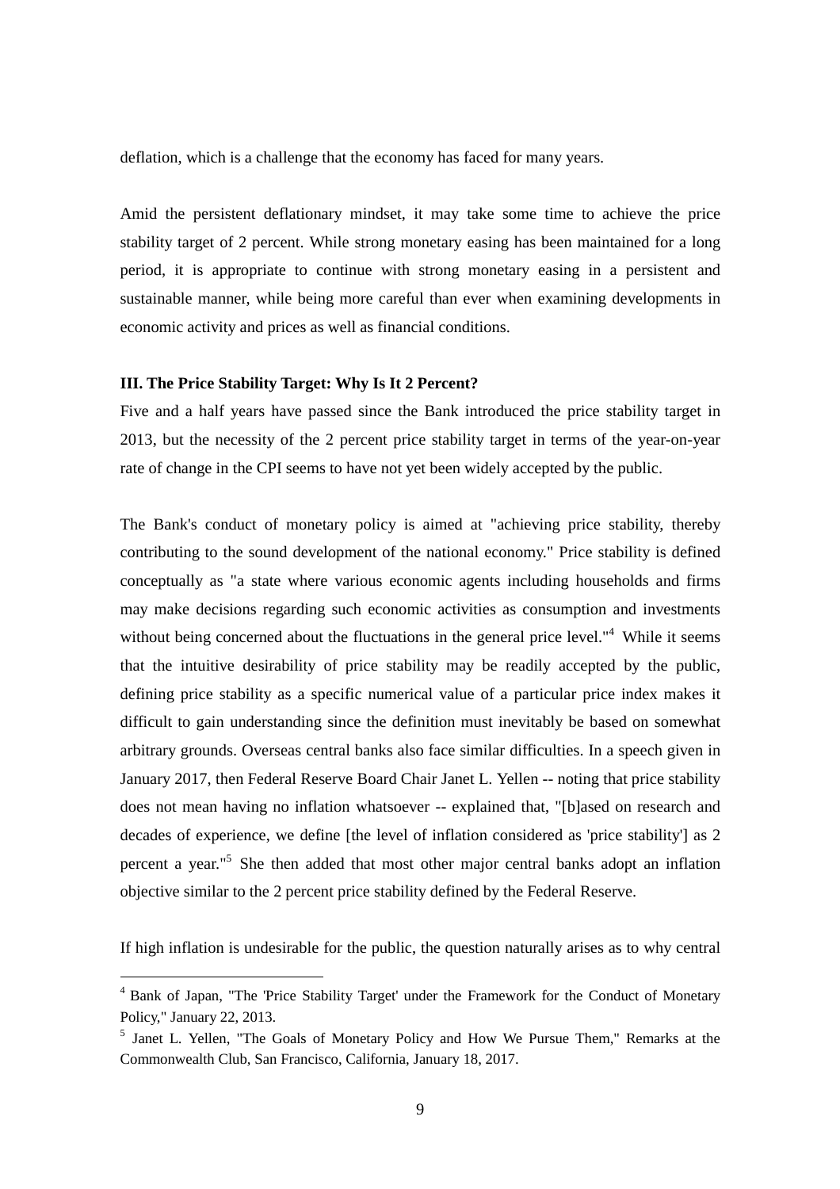deflation, which is a challenge that the economy has faced for many years.

Amid the persistent deflationary mindset, it may take some time to achieve the price stability target of 2 percent. While strong monetary easing has been maintained for a long period, it is appropriate to continue with strong monetary easing in a persistent and sustainable manner, while being more careful than ever when examining developments in economic activity and prices as well as financial conditions.

**III. The Price Stability Target: Why Is It 2 Percent?**

Five and a half years have passed since the Bank introduced the price stability target in 2013, but the necessity of the 2 percent price stability target in terms of the year-on-year rate of change in the CPI seems to have not yet been widely accepted by the public.

The Bank's conduct of monetary policy is aimed at "achieving price stability, thereby contributing to the sound development of the national economy." Price stability is defined conceptually as "a state where various economic agents including households and firms may make decisions regarding such economic activities as consumption and investments without being concerned about the fluctuations in the general price level."[4] While it seems that the intuitive desirability of price stability may be readily accepted by the public, defining price stability as a specific numerical value of a particular price index makes it difficult to gain understanding since the definition must inevitably be based on somewhat arbitrary grounds. Overseas central banks also face similar difficulties. In a speech given in January 2017, then Federal Reserve Board Chair Janet L. Yellen -- noting that price stability does not mean having no inflation whatsoever -- explained that, "[b]ased on research and decades of experience, we define [the level of inflation considered as 'price stability'] as 2 percent a year."[5] She then added that most other major central banks adopt an inflation objective similar to the 2 percent price stability defined by the Federal Reserve.

If high inflation is undesirable for the public, the question naturally arises as to why central

---

[4] Bank of Japan, "The 'Price Stability Target' under the Framework for the Conduct of Monetary Policy," January 22, 2013.

[5] Janet L. Yellen, "The Goals of Monetary Policy and How We Pursue Them," Remarks at the Commonwealth Club, San Francisco, California, January 18, 2017.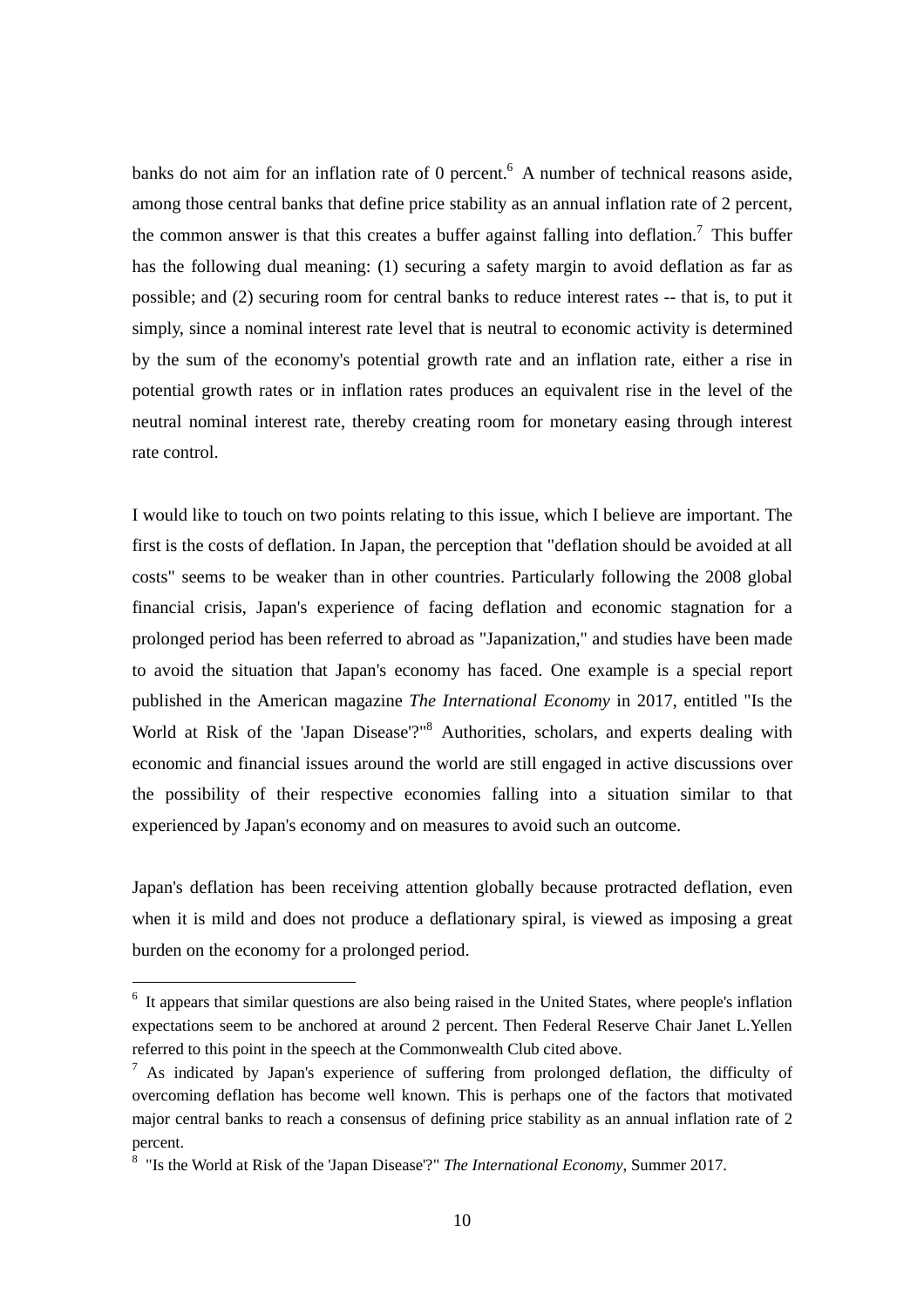banks do not aim for an inflation rate of 0 percent.[6] A number of technical reasons aside, among those central banks that define price stability as an annual inflation rate of 2 percent, the common answer is that this creates a buffer against falling into deflation.[7] This buffer has the following dual meaning: (1) securing a safety margin to avoid deflation as far as possible; and (2) securing room for central banks to reduce interest rates -- that is, to put it simply, since a nominal interest rate level that is neutral to economic activity is determined by the sum of the economy's potential growth rate and an inflation rate, either a rise in potential growth rates or in inflation rates produces an equivalent rise in the level of the neutral nominal interest rate, thereby creating room for monetary easing through interest rate control.

I would like to touch on two points relating to this issue, which I believe are important. The first is the costs of deflation. In Japan, the perception that "deflation should be avoided at all costs" seems to be weaker than in other countries. Particularly following the 2008 global financial crisis, Japan's experience of facing deflation and economic stagnation for a prolonged period has been referred to abroad as "Japanization," and studies have been made to avoid the situation that Japan's economy has faced. One example is a special report published in the American magazine *The International Economy* in 2017, entitled "Is the World at Risk of the 'Japan Disease'?"[8] Authorities, scholars, and experts dealing with economic and financial issues around the world are still engaged in active discussions over the possibility of their respective economies falling into a situation similar to that experienced by Japan's economy and on measures to avoid such an outcome.

Japan's deflation has been receiving attention globally because protracted deflation, even when it is mild and does not produce a deflationary spiral, is viewed as imposing a great burden on the economy for a prolonged period.

---

[6] It appears that similar questions are also being raised in the United States, where people's inflation expectations seem to be anchored at around 2 percent. Then Federal Reserve Chair Janet L.Yellen referred to this point in the speech at the Commonwealth Club cited above.

[7] As indicated by Japan's experience of suffering from prolonged deflation, the difficulty of overcoming deflation has become well known. This is perhaps one of the factors that motivated major central banks to reach a consensus of defining price stability as an annual inflation rate of 2 percent.

[8] "Is the World at Risk of the 'Japan Disease'?" *The International Economy*, Summer 2017.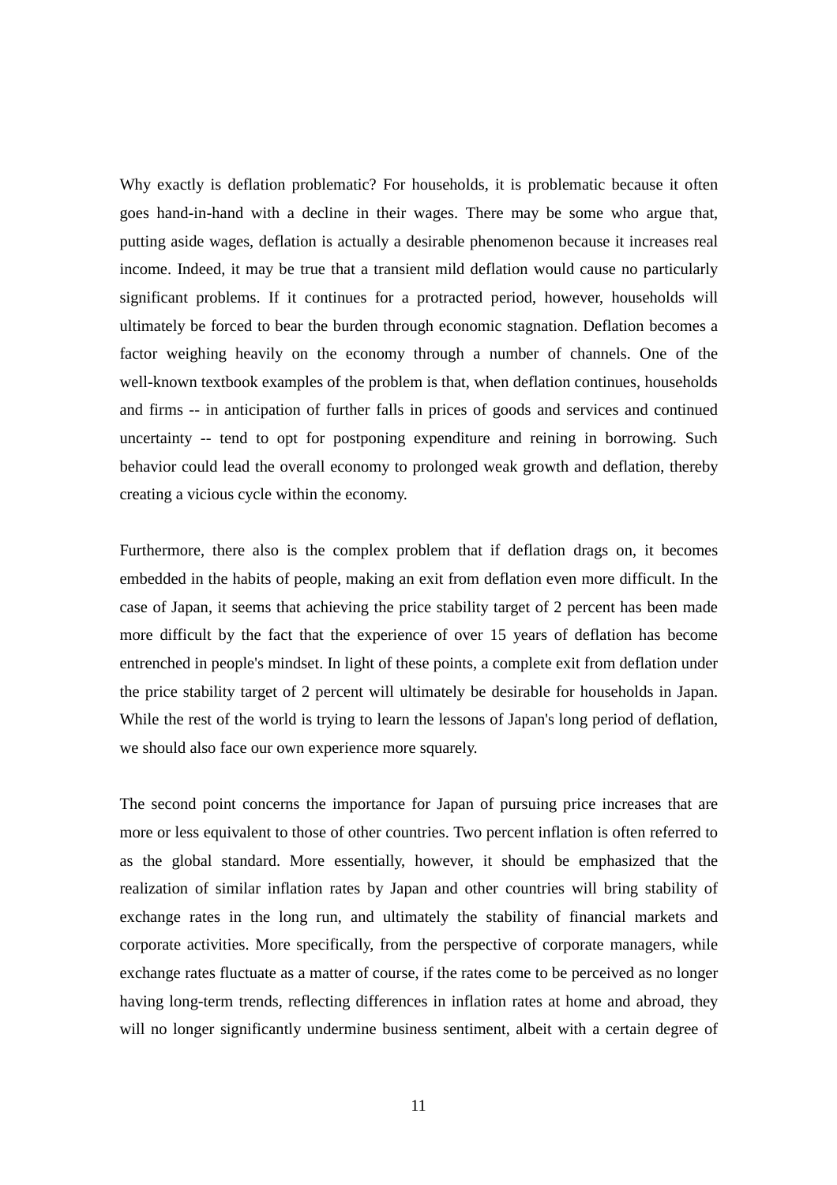Why exactly is deflation problematic? For households, it is problematic because it often goes hand-in-hand with a decline in their wages. There may be some who argue that, putting aside wages, deflation is actually a desirable phenomenon because it increases real income. Indeed, it may be true that a transient mild deflation would cause no particularly significant problems. If it continues for a protracted period, however, households will ultimately be forced to bear the burden through economic stagnation. Deflation becomes a factor weighing heavily on the economy through a number of channels. One of the well-known textbook examples of the problem is that, when deflation continues, households and firms -- in anticipation of further falls in prices of goods and services and continued uncertainty -- tend to opt for postponing expenditure and reining in borrowing. Such behavior could lead the overall economy to prolonged weak growth and deflation, thereby creating a vicious cycle within the economy.

Furthermore, there also is the complex problem that if deflation drags on, it becomes embedded in the habits of people, making an exit from deflation even more difficult. In the case of Japan, it seems that achieving the price stability target of 2 percent has been made more difficult by the fact that the experience of over 15 years of deflation has become entrenched in people's mindset. In light of these points, a complete exit from deflation under the price stability target of 2 percent will ultimately be desirable for households in Japan. While the rest of the world is trying to learn the lessons of Japan's long period of deflation, we should also face our own experience more squarely.

The second point concerns the importance for Japan of pursuing price increases that are more or less equivalent to those of other countries. Two percent inflation is often referred to as the global standard. More essentially, however, it should be emphasized that the realization of similar inflation rates by Japan and other countries will bring stability of exchange rates in the long run, and ultimately the stability of financial markets and corporate activities. More specifically, from the perspective of corporate managers, while exchange rates fluctuate as a matter of course, if the rates come to be perceived as no longer having long-term trends, reflecting differences in inflation rates at home and abroad, they will no longer significantly undermine business sentiment, albeit with a certain degree of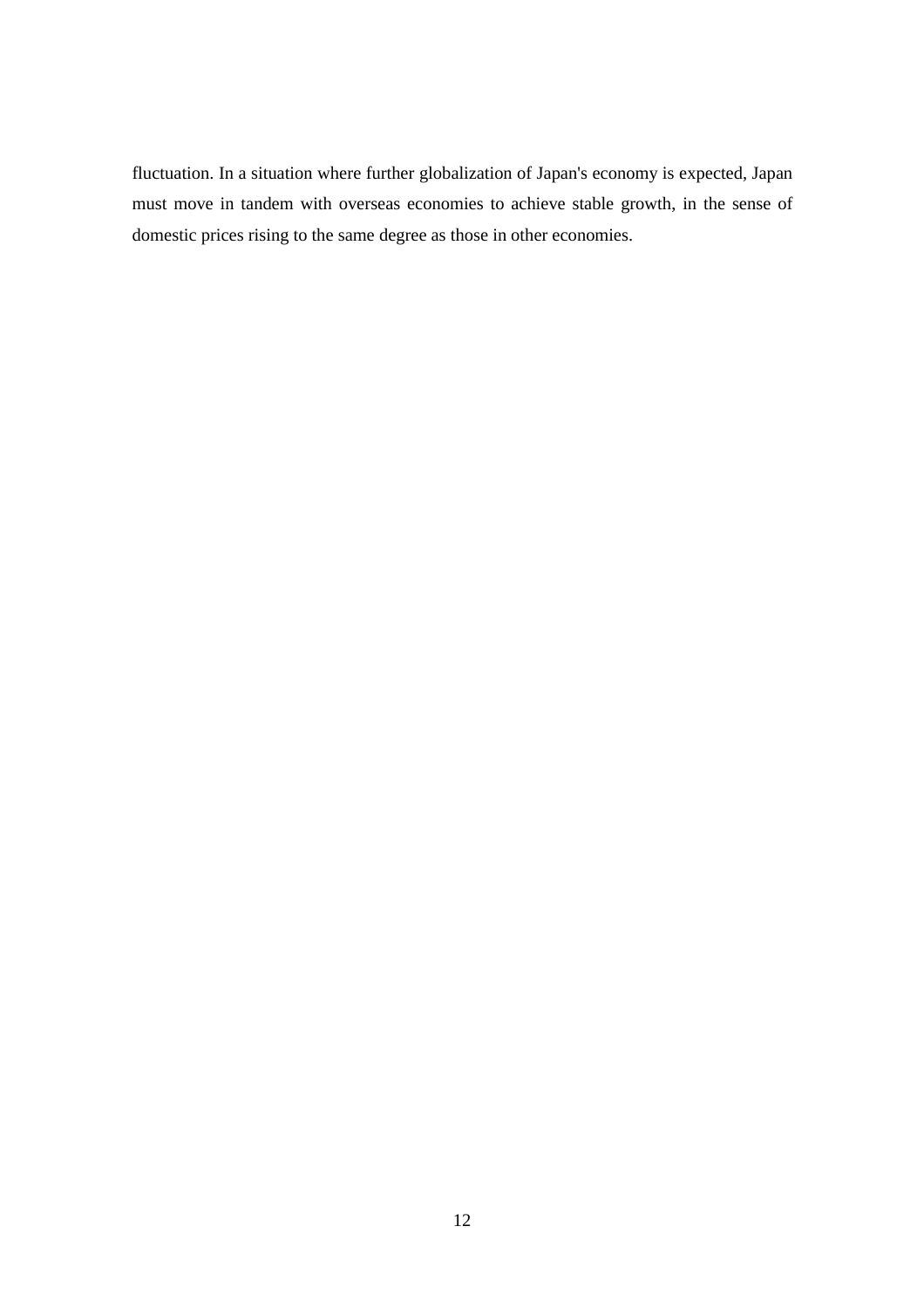fluctuation. In a situation where further globalization of Japan's economy is expected, Japan must move in tandem with overseas economies to achieve stable growth, in the sense of domestic prices rising to the same degree as those in other economies.